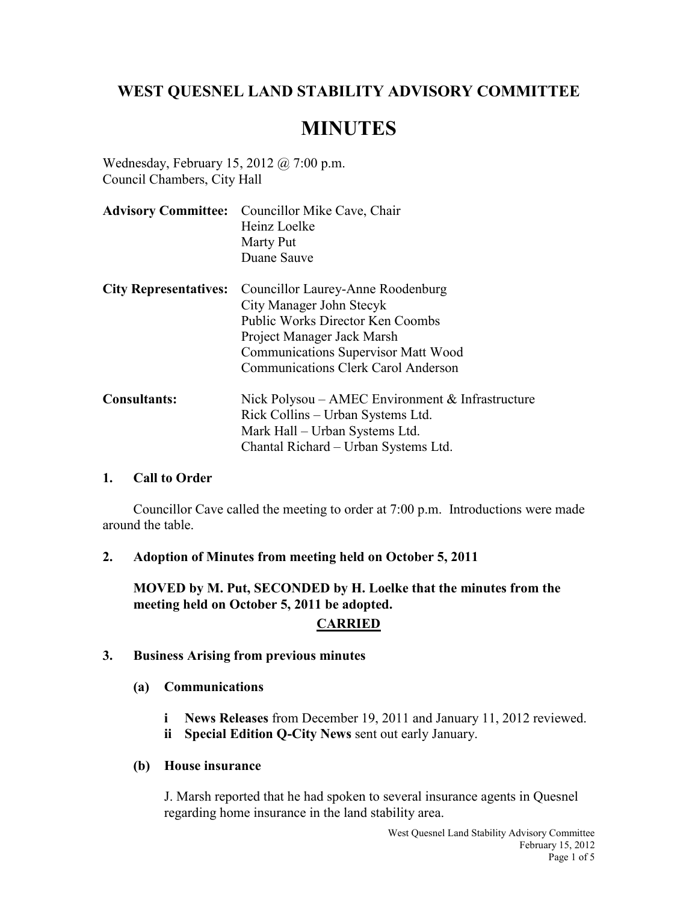# WEST QUESNEL LAND STABILITY ADVISORY COMMITTEE

# MINUTES

Wednesday, February 15, 2012 @ 7:00 p.m.
Council Chambers, City Hall

**Advisory Committee:** Councillor Mike Cave, Chair
Heinz Loelke
Marty Put
Duane Sauve

**City Representatives:** Councillor Laurey-Anne Roodenburg
City Manager John Stecyk
Public Works Director Ken Coombs
Project Manager Jack Marsh
Communications Supervisor Matt Wood
Communications Clerk Carol Anderson

**Consultants:** Nick Polysou – AMEC Environment & Infrastructure
Rick Collins – Urban Systems Ltd.
Mark Hall – Urban Systems Ltd.
Chantal Richard – Urban Systems Ltd.

## 1. Call to Order

Councillor Cave called the meeting to order at 7:00 p.m. Introductions were made around the table.

## 2. Adoption of Minutes from meeting held on October 5, 2011

**MOVED by M. Put, SECONDED by H. Loelke that the minutes from the meeting held on October 5, 2011 be adopted.**

**CARRIED**

## 3. Business Arising from previous minutes

### (a) Communications

- i **News Releases** from December 19, 2011 and January 11, 2012 reviewed.
- ii **Special Edition Q-City News** sent out early January.

### (b) House insurance

J. Marsh reported that he had spoken to several insurance agents in Quesnel regarding home insurance in the land stability area.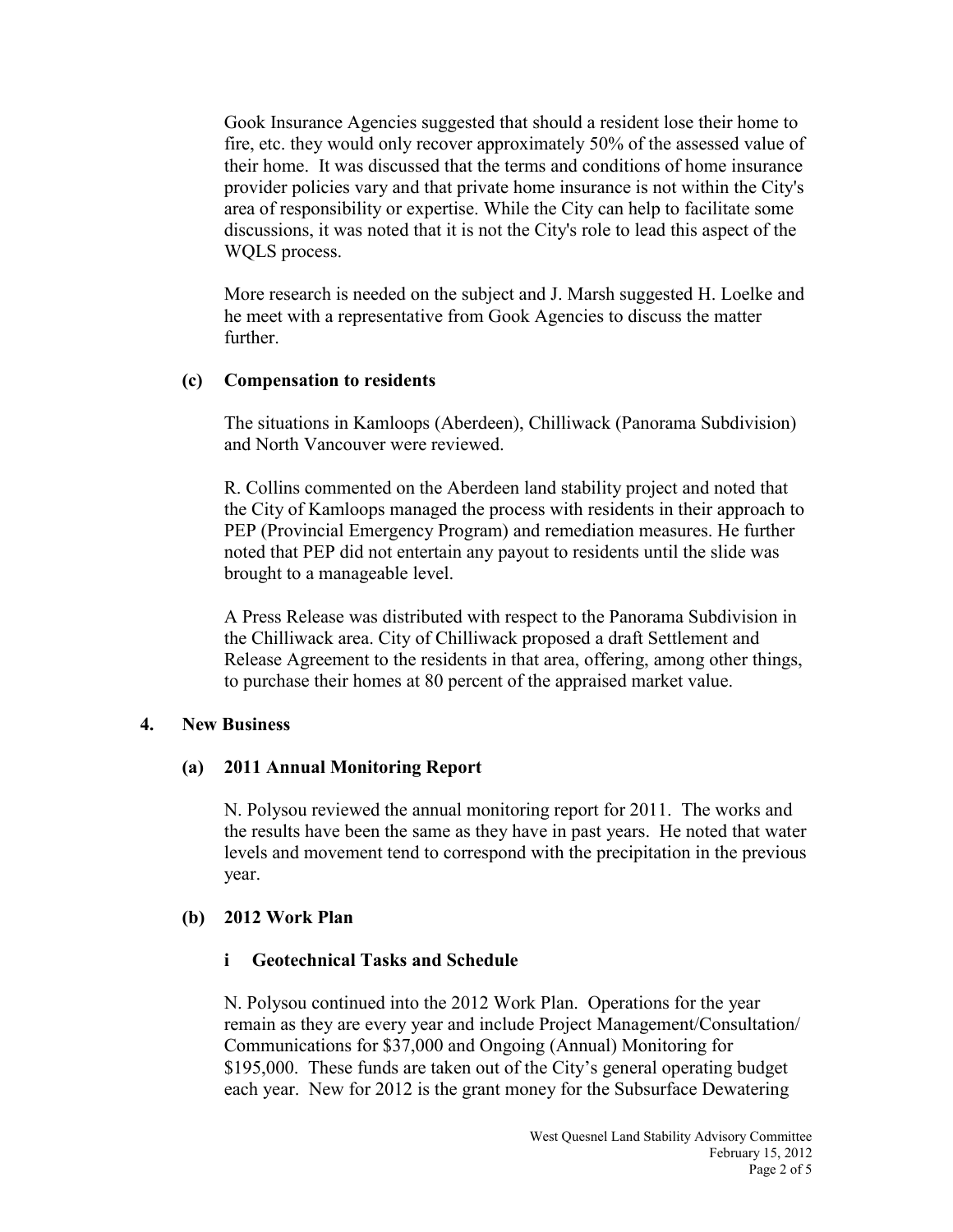Gook Insurance Agencies suggested that should a resident lose their home to fire, etc. they would only recover approximately 50% of the assessed value of their home. It was discussed that the terms and conditions of home insurance provider policies vary and that private home insurance is not within the City's area of responsibility or expertise. While the City can help to facilitate some discussions, it was noted that it is not the City's role to lead this aspect of the WQLS process.

More research is needed on the subject and J. Marsh suggested H. Loelke and he meet with a representative from Gook Agencies to discuss the matter further.

### (c) Compensation to residents

The situations in Kamloops (Aberdeen), Chilliwack (Panorama Subdivision) and North Vancouver were reviewed.

R. Collins commented on the Aberdeen land stability project and noted that the City of Kamloops managed the process with residents in their approach to PEP (Provincial Emergency Program) and remediation measures. He further noted that PEP did not entertain any payout to residents until the slide was brought to a manageable level.

A Press Release was distributed with respect to the Panorama Subdivision in the Chilliwack area. City of Chilliwack proposed a draft Settlement and Release Agreement to the residents in that area, offering, among other things, to purchase their homes at 80 percent of the appraised market value.

## 4. New Business

### (a) 2011 Annual Monitoring Report

N. Polysou reviewed the annual monitoring report for 2011. The works and the results have been the same as they have in past years. He noted that water levels and movement tend to correspond with the precipitation in the previous year.

### (b) 2012 Work Plan

#### i Geotechnical Tasks and Schedule

N. Polysou continued into the 2012 Work Plan. Operations for the year remain as they are every year and include Project Management/Consultation/ Communications for $37,000 and Ongoing (Annual) Monitoring for $195,000. These funds are taken out of the City's general operating budget each year. New for 2012 is the grant money for the Subsurface Dewatering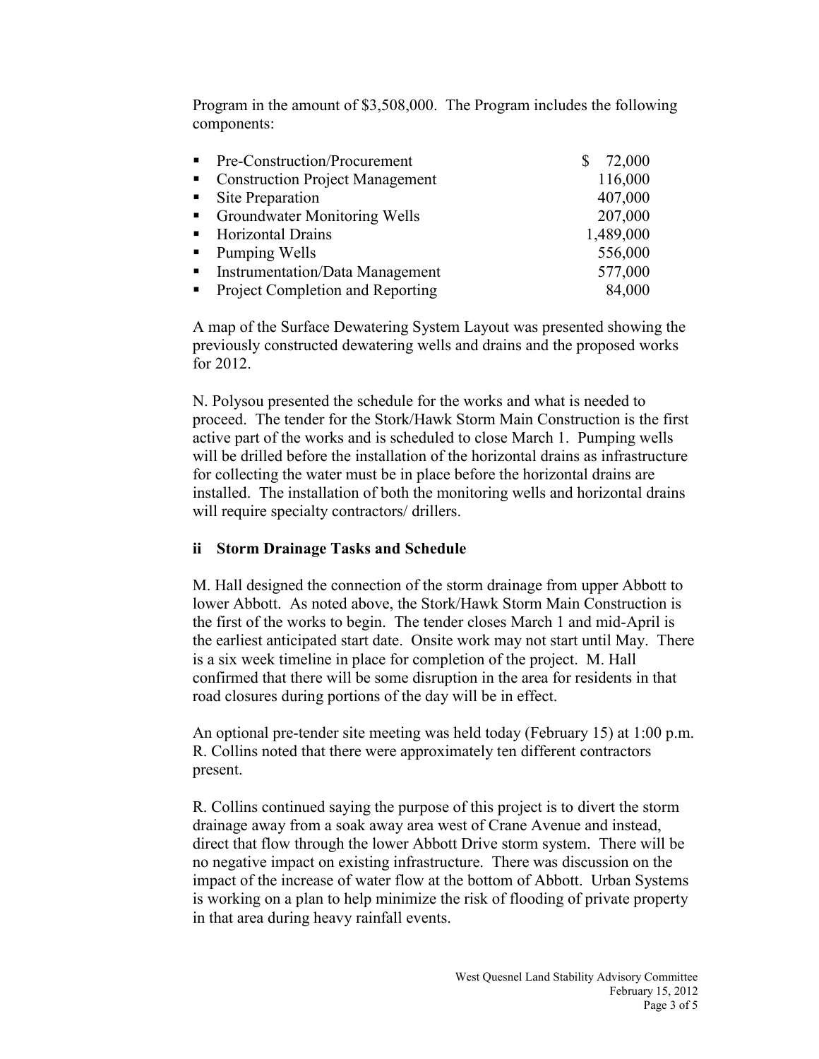Program in the amount of $3,508,000. The Program includes the following components:

- Pre-Construction/Procurement $ 72,000
- Construction Project Management 116,000
- Site Preparation 407,000
- Groundwater Monitoring Wells 207,000
- Horizontal Drains 1,489,000
- Pumping Wells 556,000
- Instrumentation/Data Management 577,000
- Project Completion and Reporting 84,000

A map of the Surface Dewatering System Layout was presented showing the previously constructed dewatering wells and drains and the proposed works for 2012.

N. Polysou presented the schedule for the works and what is needed to proceed. The tender for the Stork/Hawk Storm Main Construction is the first active part of the works and is scheduled to close March 1. Pumping wells will be drilled before the installation of the horizontal drains as infrastructure for collecting the water must be in place before the horizontal drains are installed. The installation of both the monitoring wells and horizontal drains will require specialty contractors/ drillers.

**ii Storm Drainage Tasks and Schedule**

M. Hall designed the connection of the storm drainage from upper Abbott to lower Abbott. As noted above, the Stork/Hawk Storm Main Construction is the first of the works to begin. The tender closes March 1 and mid-April is the earliest anticipated start date. Onsite work may not start until May. There is a six week timeline in place for completion of the project. M. Hall confirmed that there will be some disruption in the area for residents in that road closures during portions of the day will be in effect.

An optional pre-tender site meeting was held today (February 15) at 1:00 p.m. R. Collins noted that there were approximately ten different contractors present.

R. Collins continued saying the purpose of this project is to divert the storm drainage away from a soak away area west of Crane Avenue and instead, direct that flow through the lower Abbott Drive storm system. There will be no negative impact on existing infrastructure. There was discussion on the impact of the increase of water flow at the bottom of Abbott. Urban Systems is working on a plan to help minimize the risk of flooding of private property in that area during heavy rainfall events.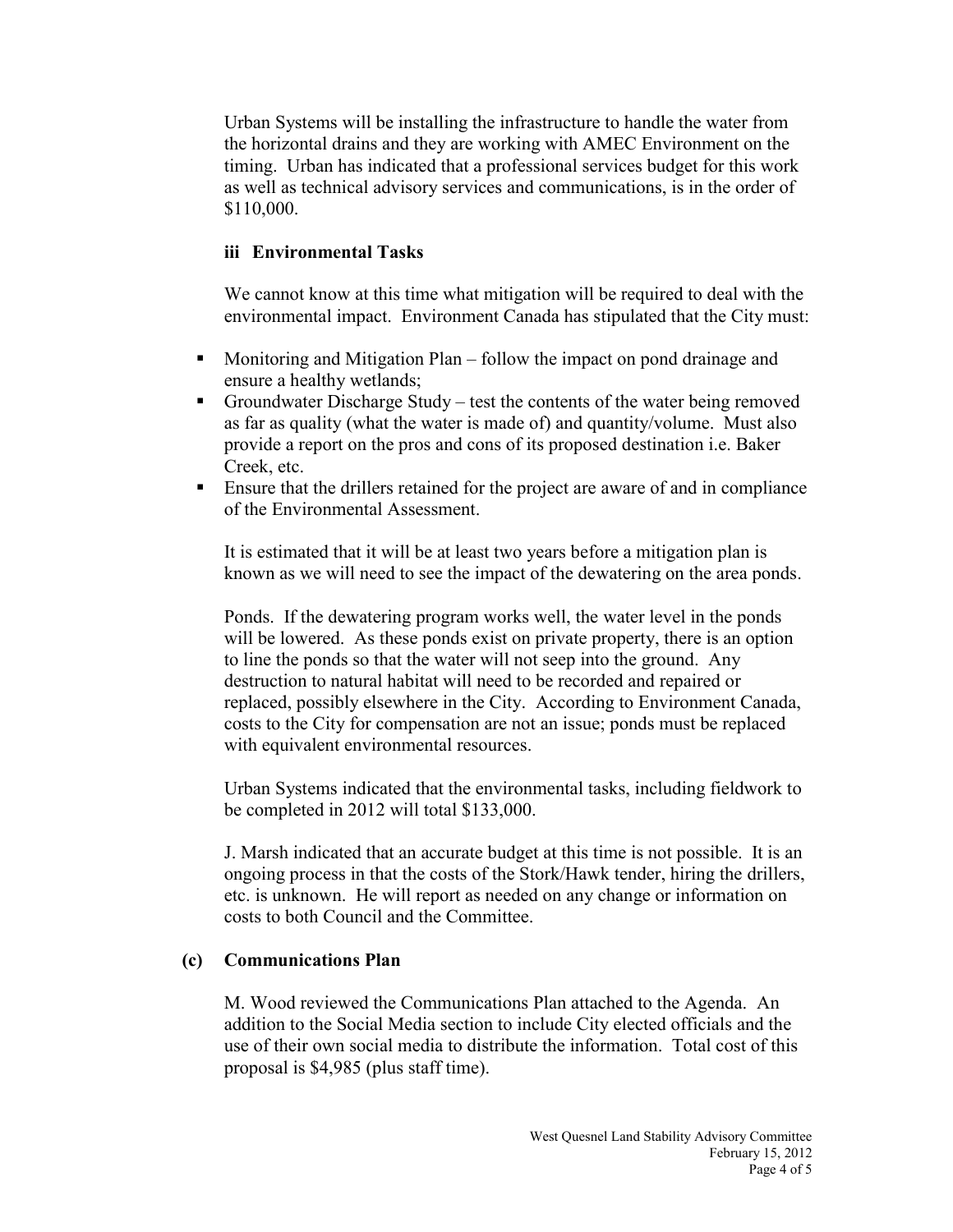Urban Systems will be installing the infrastructure to handle the water from the horizontal drains and they are working with AMEC Environment on the timing. Urban has indicated that a professional services budget for this work as well as technical advisory services and communications, is in the order of $110,000.

**iii Environmental Tasks**

We cannot know at this time what mitigation will be required to deal with the environmental impact. Environment Canada has stipulated that the City must:

- Monitoring and Mitigation Plan – follow the impact on pond drainage and ensure a healthy wetlands;
- Groundwater Discharge Study – test the contents of the water being removed as far as quality (what the water is made of) and quantity/volume. Must also provide a report on the pros and cons of its proposed destination i.e. Baker Creek, etc.
- Ensure that the drillers retained for the project are aware of and in compliance of the Environmental Assessment.

It is estimated that it will be at least two years before a mitigation plan is known as we will need to see the impact of the dewatering on the area ponds.

Ponds. If the dewatering program works well, the water level in the ponds will be lowered. As these ponds exist on private property, there is an option to line the ponds so that the water will not seep into the ground. Any destruction to natural habitat will need to be recorded and repaired or replaced, possibly elsewhere in the City. According to Environment Canada, costs to the City for compensation are not an issue; ponds must be replaced with equivalent environmental resources.

Urban Systems indicated that the environmental tasks, including fieldwork to be completed in 2012 will total $133,000.

J. Marsh indicated that an accurate budget at this time is not possible. It is an ongoing process in that the costs of the Stork/Hawk tender, hiring the drillers, etc. is unknown. He will report as needed on any change or information on costs to both Council and the Committee.

**(c) Communications Plan**

M. Wood reviewed the Communications Plan attached to the Agenda. An addition to the Social Media section to include City elected officials and the use of their own social media to distribute the information. Total cost of this proposal is $4,985 (plus staff time).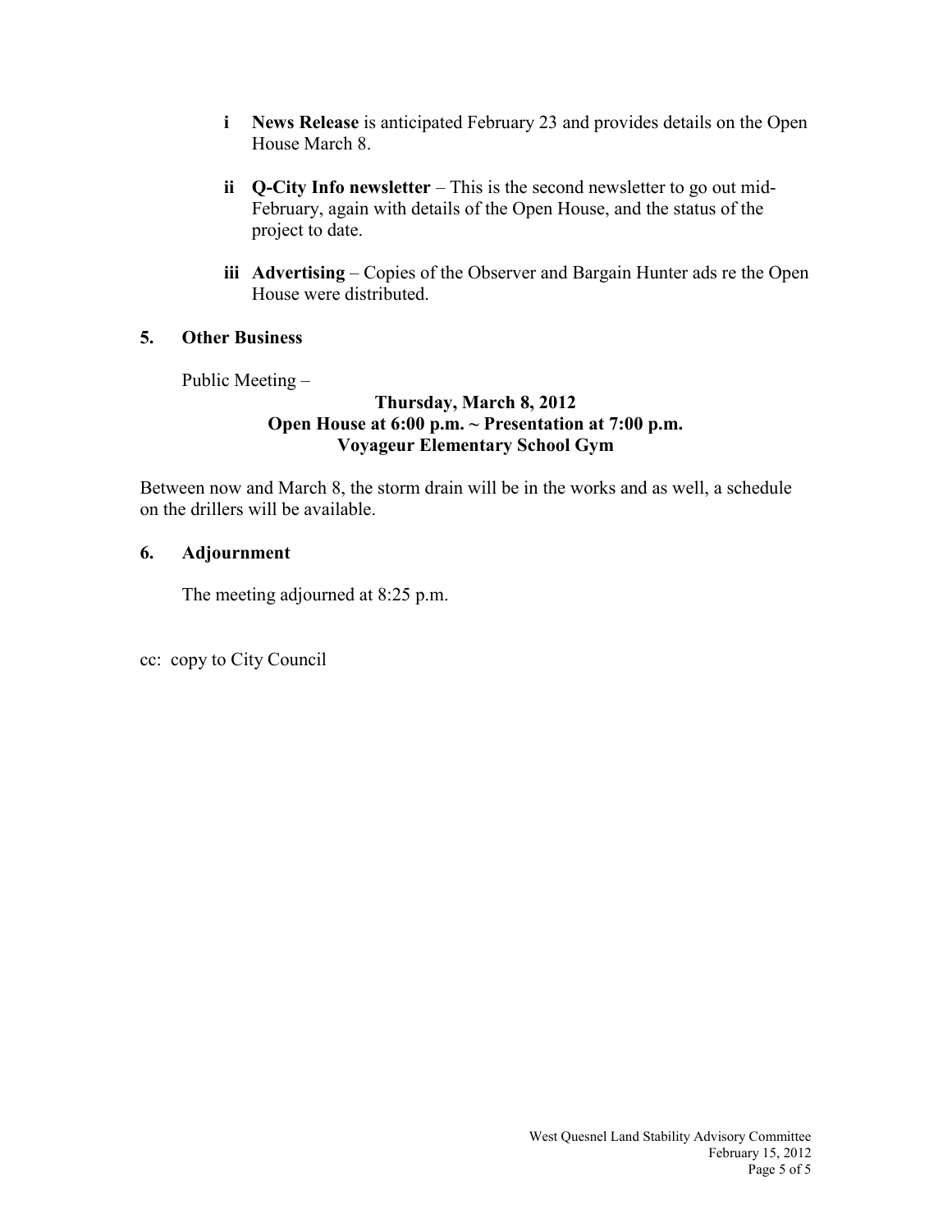- **i** **News Release** is anticipated February 23 and provides details on the Open House March 8.

- **ii** **Q-City Info newsletter** – This is the second newsletter to go out mid-February, again with details of the Open House, and the status of the project to date.

- **iii** **Advertising** – Copies of the Observer and Bargain Hunter ads re the Open House were distributed.

## 5. Other Business

Public Meeting –

**Thursday, March 8, 2012**
**Open House at 6:00 p.m. ~ Presentation at 7:00 p.m.**
**Voyageur Elementary School Gym**

Between now and March 8, the storm drain will be in the works and as well, a schedule on the drillers will be available.

## 6. Adjournment

The meeting adjourned at 8:25 p.m.

cc: copy to City Council